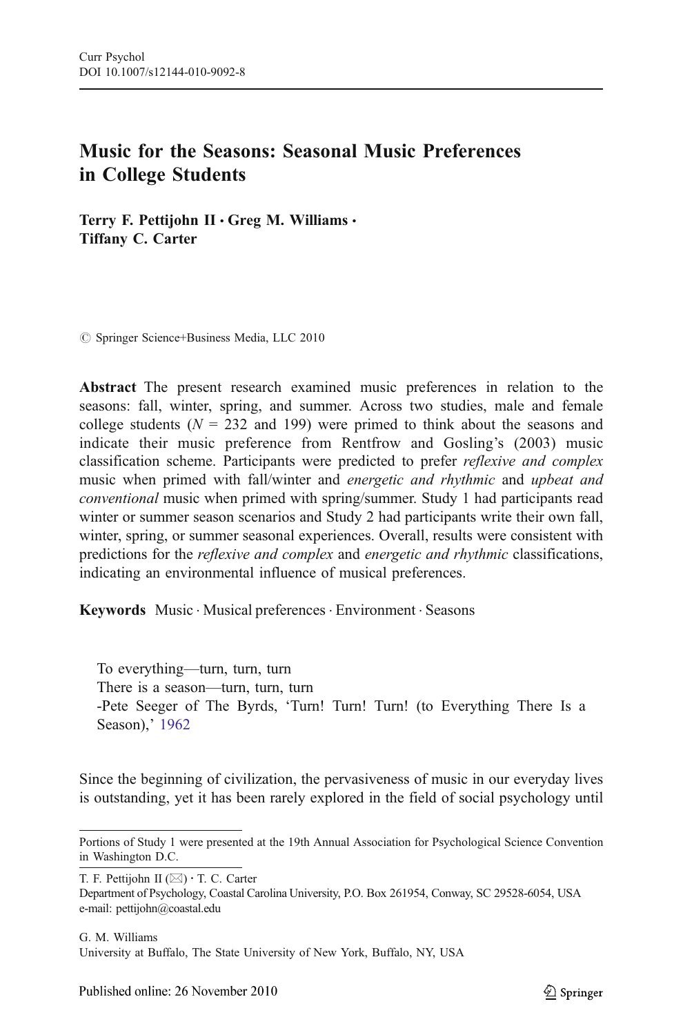Curr Psychol
DOI 10.1007/s12144-010-9092-8

# Music for the Seasons: Seasonal Music Preferences in College Students

**Terry F. Pettijohn II · Greg M. Williams · Tiffany C. Carter**

© Springer Science+Business Media, LLC 2010

**Abstract** The present research examined music preferences in relation to the seasons: fall, winter, spring, and summer. Across two studies, male and female college students ($N$ = 232 and 199) were primed to think about the seasons and indicate their music preference from Rentfrow and Gosling's (2003) music classification scheme. Participants were predicted to prefer *reflexive and complex* music when primed with fall/winter and *energetic and rhythmic* and *upbeat and conventional* music when primed with spring/summer. Study 1 had participants read winter or summer season scenarios and Study 2 had participants write their own fall, winter, spring, or summer seasonal experiences. Overall, results were consistent with predictions for the *reflexive and complex* and *energetic and rhythmic* classifications, indicating an environmental influence of musical preferences.

**Keywords** Music · Musical preferences · Environment · Seasons

> To everything—turn, turn, turn
> There is a season—turn, turn, turn
> -Pete Seeger of The Byrds, 'Turn! Turn! Turn! (to Everything There Is a Season),' 1962

Since the beginning of civilization, the pervasiveness of music in our everyday lives is outstanding, yet it has been rarely explored in the field of social psychology until

---

Portions of Study 1 were presented at the 19th Annual Association for Psychological Science Convention in Washington D.C.

T. F. Pettijohn II (✉) · T. C. Carter
Department of Psychology, Coastal Carolina University, P.O. Box 261954, Conway, SC 29528-6054, USA
e-mail: pettijohn@coastal.edu

G. M. Williams
University at Buffalo, The State University of New York, Buffalo, NY, USA

Published online: 26 November 2010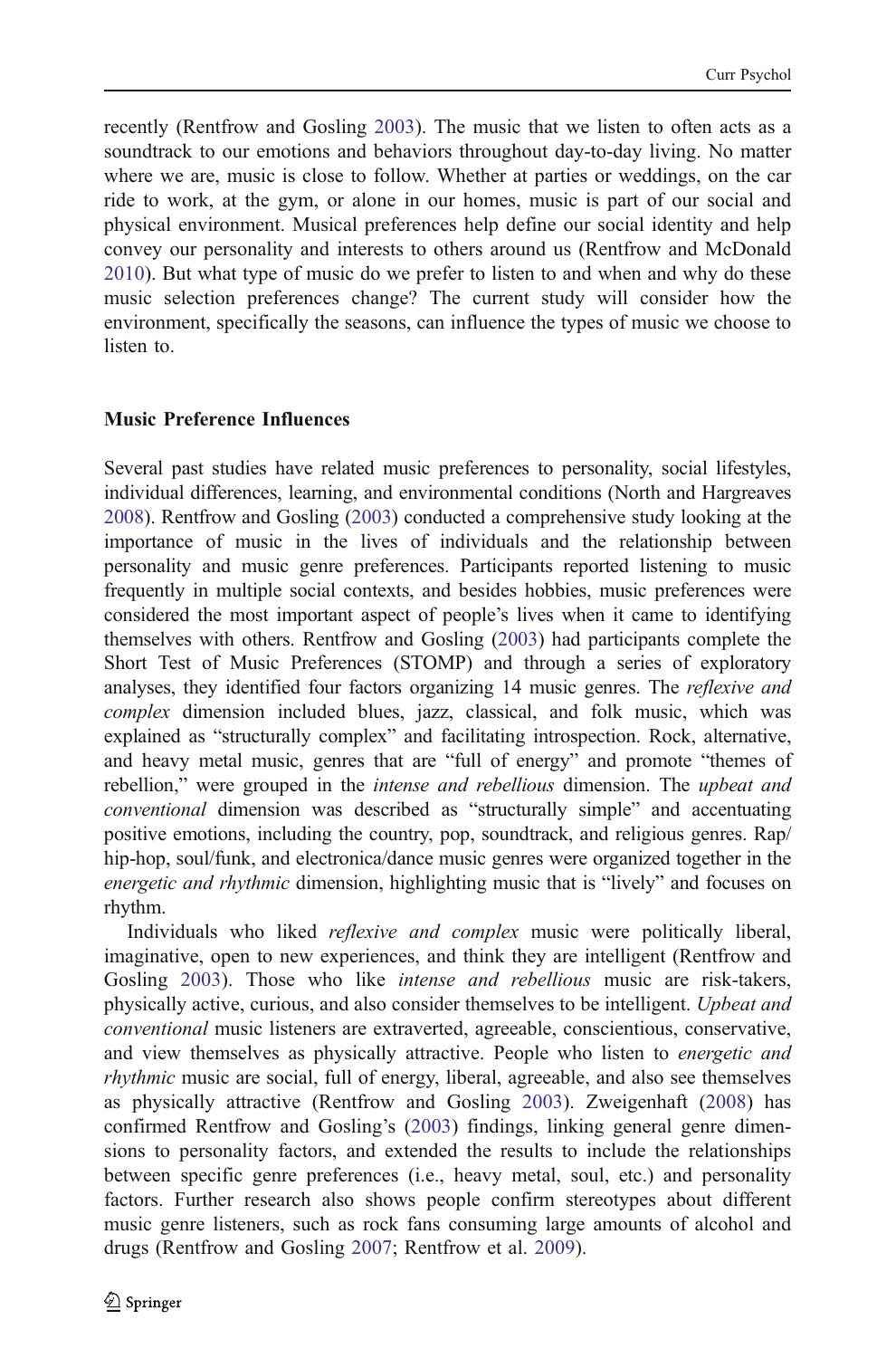recently (Rentfrow and Gosling 2003). The music that we listen to often acts as a soundtrack to our emotions and behaviors throughout day-to-day living. No matter where we are, music is close to follow. Whether at parties or weddings, on the car ride to work, at the gym, or alone in our homes, music is part of our social and physical environment. Musical preferences help define our social identity and help convey our personality and interests to others around us (Rentfrow and McDonald 2010). But what type of music do we prefer to listen to and when and why do these music selection preferences change? The current study will consider how the environment, specifically the seasons, can influence the types of music we choose to listen to.

## Music Preference Influences

Several past studies have related music preferences to personality, social lifestyles, individual differences, learning, and environmental conditions (North and Hargreaves 2008). Rentfrow and Gosling (2003) conducted a comprehensive study looking at the importance of music in the lives of individuals and the relationship between personality and music genre preferences. Participants reported listening to music frequently in multiple social contexts, and besides hobbies, music preferences were considered the most important aspect of people's lives when it came to identifying themselves with others. Rentfrow and Gosling (2003) had participants complete the Short Test of Music Preferences (STOMP) and through a series of exploratory analyses, they identified four factors organizing 14 music genres. The *reflexive and complex* dimension included blues, jazz, classical, and folk music, which was explained as "structurally complex" and facilitating introspection. Rock, alternative, and heavy metal music, genres that are "full of energy" and promote "themes of rebellion," were grouped in the *intense and rebellious* dimension. The *upbeat and conventional* dimension was described as "structurally simple" and accentuating positive emotions, including the country, pop, soundtrack, and religious genres. Rap/hip-hop, soul/funk, and electronica/dance music genres were organized together in the *energetic and rhythmic* dimension, highlighting music that is "lively" and focuses on rhythm.

Individuals who liked *reflexive and complex* music were politically liberal, imaginative, open to new experiences, and think they are intelligent (Rentfrow and Gosling 2003). Those who like *intense and rebellious* music are risk-takers, physically active, curious, and also consider themselves to be intelligent. *Upbeat and conventional* music listeners are extraverted, agreeable, conscientious, conservative, and view themselves as physically attractive. People who listen to *energetic and rhythmic* music are social, full of energy, liberal, agreeable, and also see themselves as physically attractive (Rentfrow and Gosling 2003). Zweigenhaft (2008) has confirmed Rentfrow and Gosling's (2003) findings, linking general genre dimensions to personality factors, and extended the results to include the relationships between specific genre preferences (i.e., heavy metal, soul, etc.) and personality factors. Further research also shows people confirm stereotypes about different music genre listeners, such as rock fans consuming large amounts of alcohol and drugs (Rentfrow and Gosling 2007; Rentfrow et al. 2009).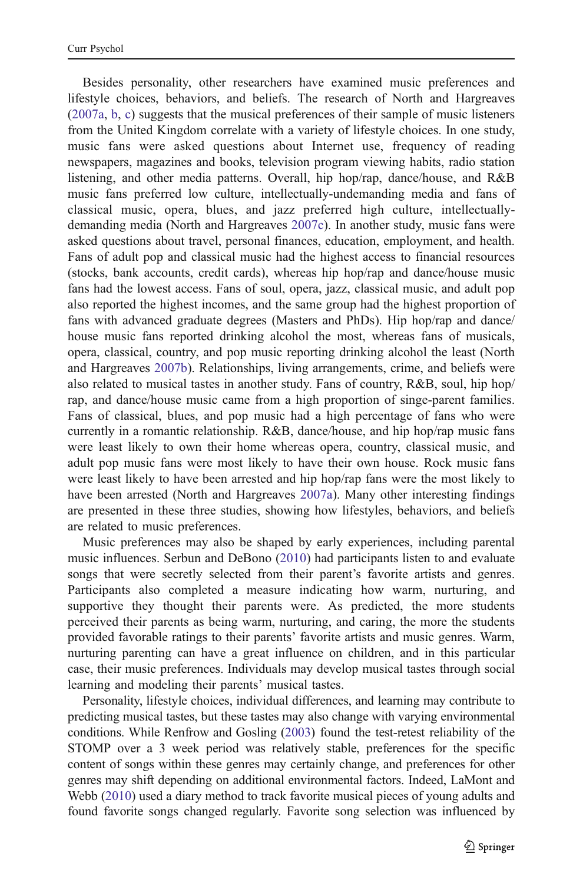Besides personality, other researchers have examined music preferences and lifestyle choices, behaviors, and beliefs. The research of North and Hargreaves (2007a, b, c) suggests that the musical preferences of their sample of music listeners from the United Kingdom correlate with a variety of lifestyle choices. In one study, music fans were asked questions about Internet use, frequency of reading newspapers, magazines and books, television program viewing habits, radio station listening, and other media patterns. Overall, hip hop/rap, dance/house, and R&B music fans preferred low culture, intellectually-undemanding media and fans of classical music, opera, blues, and jazz preferred high culture, intellectually-demanding media (North and Hargreaves 2007c). In another study, music fans were asked questions about travel, personal finances, education, employment, and health. Fans of adult pop and classical music had the highest access to financial resources (stocks, bank accounts, credit cards), whereas hip hop/rap and dance/house music fans had the lowest access. Fans of soul, opera, jazz, classical music, and adult pop also reported the highest incomes, and the same group had the highest proportion of fans with advanced graduate degrees (Masters and PhDs). Hip hop/rap and dance/house music fans reported drinking alcohol the most, whereas fans of musicals, opera, classical, country, and pop music reporting drinking alcohol the least (North and Hargreaves 2007b). Relationships, living arrangements, crime, and beliefs were also related to musical tastes in another study. Fans of country, R&B, soul, hip hop/rap, and dance/house music came from a high proportion of singe-parent families. Fans of classical, blues, and pop music had a high percentage of fans who were currently in a romantic relationship. R&B, dance/house, and hip hop/rap music fans were least likely to own their home whereas opera, country, classical music, and adult pop music fans were most likely to have their own house. Rock music fans were least likely to have been arrested and hip hop/rap fans were the most likely to have been arrested (North and Hargreaves 2007a). Many other interesting findings are presented in these three studies, showing how lifestyles, behaviors, and beliefs are related to music preferences.

Music preferences may also be shaped by early experiences, including parental music influences. Serbun and DeBono (2010) had participants listen to and evaluate songs that were secretly selected from their parent's favorite artists and genres. Participants also completed a measure indicating how warm, nurturing, and supportive they thought their parents were. As predicted, the more students perceived their parents as being warm, nurturing, and caring, the more the students provided favorable ratings to their parents' favorite artists and music genres. Warm, nurturing parenting can have a great influence on children, and in this particular case, their music preferences. Individuals may develop musical tastes through social learning and modeling their parents' musical tastes.

Personality, lifestyle choices, individual differences, and learning may contribute to predicting musical tastes, but these tastes may also change with varying environmental conditions. While Renfrow and Gosling (2003) found the test-retest reliability of the STOMP over a 3 week period was relatively stable, preferences for the specific content of songs within these genres may certainly change, and preferences for other genres may shift depending on additional environmental factors. Indeed, LaMont and Webb (2010) used a diary method to track favorite musical pieces of young adults and found favorite songs changed regularly. Favorite song selection was influenced by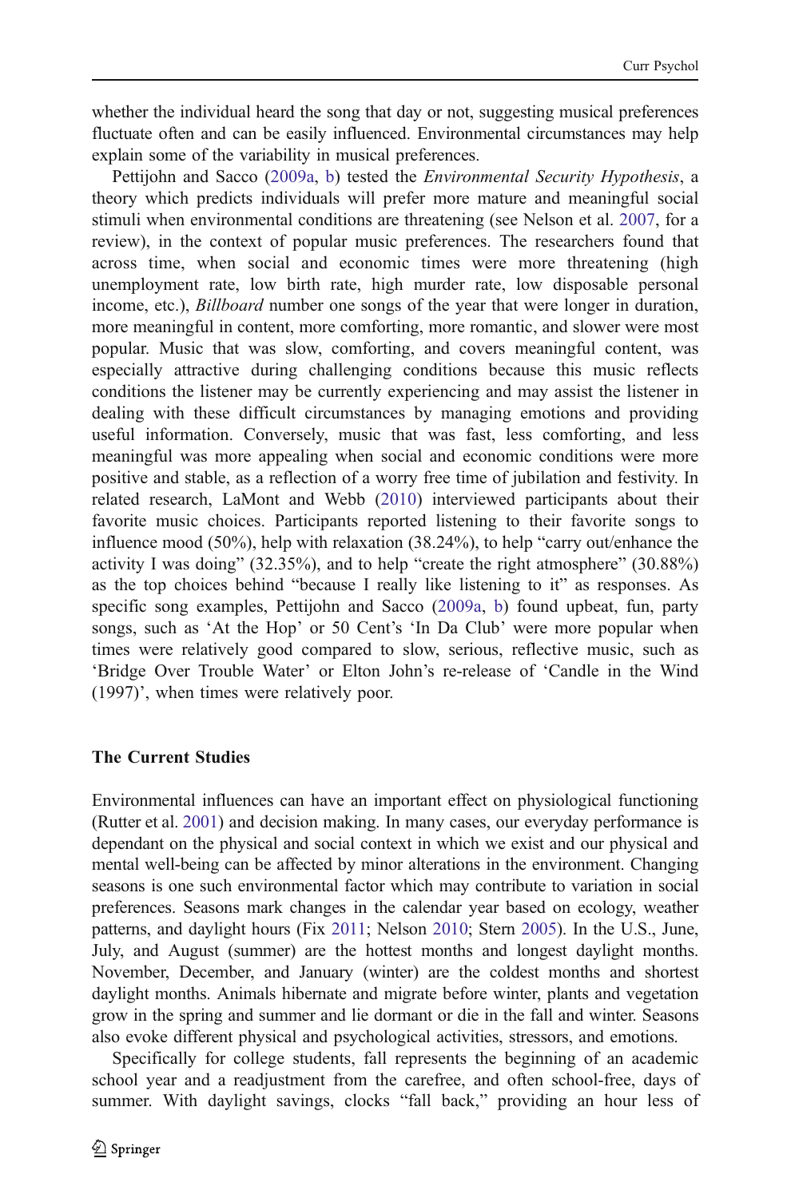whether the individual heard the song that day or not, suggesting musical preferences fluctuate often and can be easily influenced. Environmental circumstances may help explain some of the variability in musical preferences.

Pettijohn and Sacco (2009a, b) tested the *Environmental Security Hypothesis*, a theory which predicts individuals will prefer more mature and meaningful social stimuli when environmental conditions are threatening (see Nelson et al. 2007, for a review), in the context of popular music preferences. The researchers found that across time, when social and economic times were more threatening (high unemployment rate, low birth rate, high murder rate, low disposable personal income, etc.), *Billboard* number one songs of the year that were longer in duration, more meaningful in content, more comforting, more romantic, and slower were most popular. Music that was slow, comforting, and covers meaningful content, was especially attractive during challenging conditions because this music reflects conditions the listener may be currently experiencing and may assist the listener in dealing with these difficult circumstances by managing emotions and providing useful information. Conversely, music that was fast, less comforting, and less meaningful was more appealing when social and economic conditions were more positive and stable, as a reflection of a worry free time of jubilation and festivity. In related research, LaMont and Webb (2010) interviewed participants about their favorite music choices. Participants reported listening to their favorite songs to influence mood (50%), help with relaxation (38.24%), to help "carry out/enhance the activity I was doing" (32.35%), and to help "create the right atmosphere" (30.88%) as the top choices behind "because I really like listening to it" as responses. As specific song examples, Pettijohn and Sacco (2009a, b) found upbeat, fun, party songs, such as 'At the Hop' or 50 Cent's 'In Da Club' were more popular when times were relatively good compared to slow, serious, reflective music, such as 'Bridge Over Trouble Water' or Elton John's re-release of 'Candle in the Wind (1997)', when times were relatively poor.

## The Current Studies

Environmental influences can have an important effect on physiological functioning (Rutter et al. 2001) and decision making. In many cases, our everyday performance is dependant on the physical and social context in which we exist and our physical and mental well-being can be affected by minor alterations in the environment. Changing seasons is one such environmental factor which may contribute to variation in social preferences. Seasons mark changes in the calendar year based on ecology, weather patterns, and daylight hours (Fix 2011; Nelson 2010; Stern 2005). In the U.S., June, July, and August (summer) are the hottest months and longest daylight months. November, December, and January (winter) are the coldest months and shortest daylight months. Animals hibernate and migrate before winter, plants and vegetation grow in the spring and summer and lie dormant or die in the fall and winter. Seasons also evoke different physical and psychological activities, stressors, and emotions.

Specifically for college students, fall represents the beginning of an academic school year and a readjustment from the carefree, and often school-free, days of summer. With daylight savings, clocks "fall back," providing an hour less of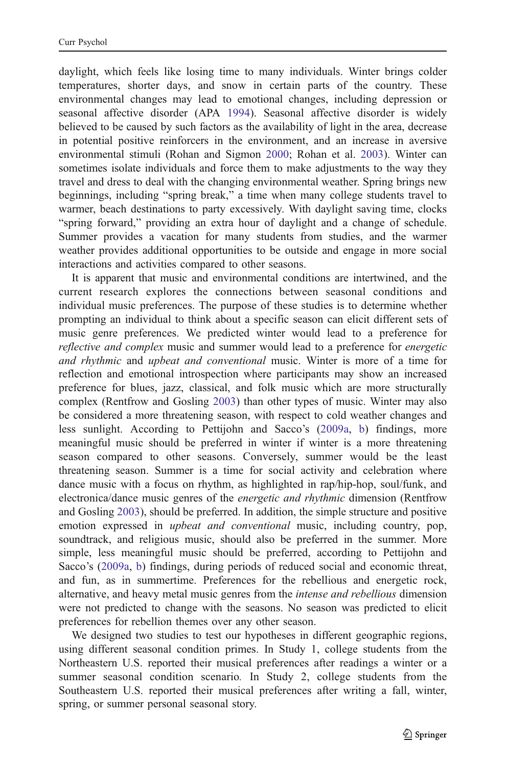daylight, which feels like losing time to many individuals. Winter brings colder temperatures, shorter days, and snow in certain parts of the country. These environmental changes may lead to emotional changes, including depression or seasonal affective disorder (APA 1994). Seasonal affective disorder is widely believed to be caused by such factors as the availability of light in the area, decrease in potential positive reinforcers in the environment, and an increase in aversive environmental stimuli (Rohan and Sigmon 2000; Rohan et al. 2003). Winter can sometimes isolate individuals and force them to make adjustments to the way they travel and dress to deal with the changing environmental weather. Spring brings new beginnings, including "spring break," a time when many college students travel to warmer, beach destinations to party excessively. With daylight saving time, clocks "spring forward," providing an extra hour of daylight and a change of schedule. Summer provides a vacation for many students from studies, and the warmer weather provides additional opportunities to be outside and engage in more social interactions and activities compared to other seasons.

It is apparent that music and environmental conditions are intertwined, and the current research explores the connections between seasonal conditions and individual music preferences. The purpose of these studies is to determine whether prompting an individual to think about a specific season can elicit different sets of music genre preferences. We predicted winter would lead to a preference for *reflective and complex* music and summer would lead to a preference for *energetic and rhythmic* and *upbeat and conventional* music. Winter is more of a time for reflection and emotional introspection where participants may show an increased preference for blues, jazz, classical, and folk music which are more structurally complex (Rentfrow and Gosling 2003) than other types of music. Winter may also be considered a more threatening season, with respect to cold weather changes and less sunlight. According to Pettijohn and Sacco's (2009a, b) findings, more meaningful music should be preferred in winter if winter is a more threatening season compared to other seasons. Conversely, summer would be the least threatening season. Summer is a time for social activity and celebration where dance music with a focus on rhythm, as highlighted in rap/hip-hop, soul/funk, and electronica/dance music genres of the *energetic and rhythmic* dimension (Rentfrow and Gosling 2003), should be preferred. In addition, the simple structure and positive emotion expressed in *upbeat and conventional* music, including country, pop, soundtrack, and religious music, should also be preferred in the summer. More simple, less meaningful music should be preferred, according to Pettijohn and Sacco's (2009a, b) findings, during periods of reduced social and economic threat, and fun, as in summertime. Preferences for the rebellious and energetic rock, alternative, and heavy metal music genres from the *intense and rebellious* dimension were not predicted to change with the seasons. No season was predicted to elicit preferences for rebellion themes over any other season.

We designed two studies to test our hypotheses in different geographic regions, using different seasonal condition primes. In Study 1, college students from the Northeastern U.S. reported their musical preferences after readings a winter or a summer seasonal condition scenario. In Study 2, college students from the Southeastern U.S. reported their musical preferences after writing a fall, winter, spring, or summer personal seasonal story.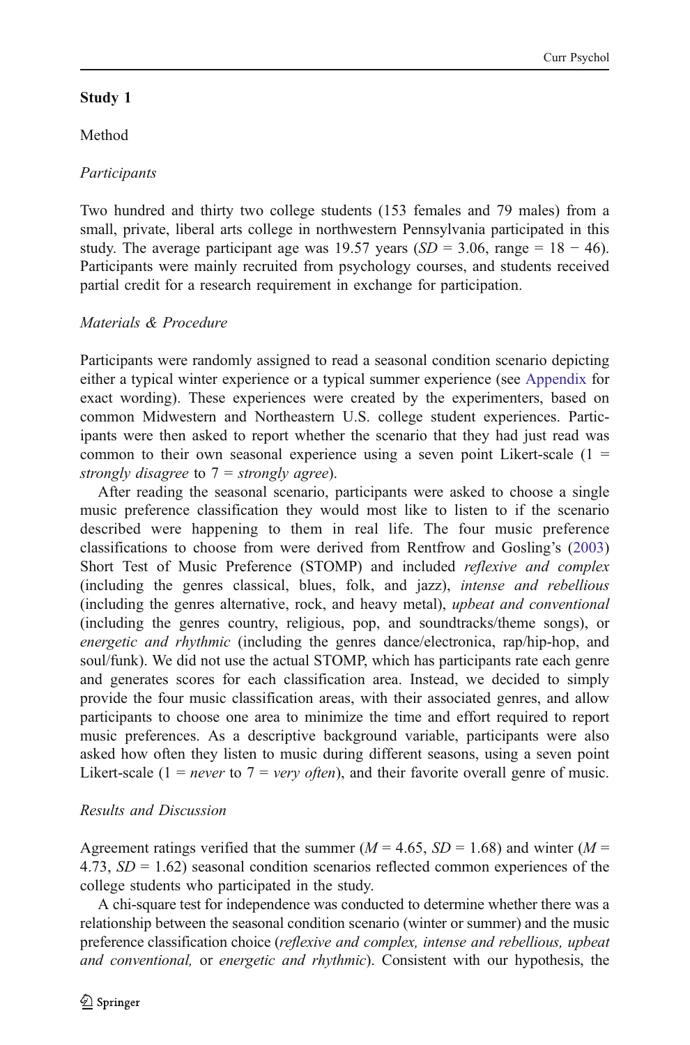## Study 1

### Method

#### *Participants*

Two hundred and thirty two college students (153 females and 79 males) from a small, private, liberal arts college in northwestern Pennsylvania participated in this study. The average participant age was 19.57 years ($SD = 3.06$, range = 18 − 46). Participants were mainly recruited from psychology courses, and students received partial credit for a research requirement in exchange for participation.

#### *Materials & Procedure*

Participants were randomly assigned to read a seasonal condition scenario depicting either a typical winter experience or a typical summer experience (see Appendix for exact wording). These experiences were created by the experimenters, based on common Midwestern and Northeastern U.S. college student experiences. Participants were then asked to report whether the scenario that they had just read was common to their own seasonal experience using a seven point Likert-scale (1 = *strongly disagree* to 7 = *strongly agree*).

After reading the seasonal scenario, participants were asked to choose a single music preference classification they would most like to listen to if the scenario described were happening to them in real life. The four music preference classifications to choose from were derived from Rentfrow and Gosling's (2003) Short Test of Music Preference (STOMP) and included *reflexive and complex* (including the genres classical, blues, folk, and jazz), *intense and rebellious* (including the genres alternative, rock, and heavy metal), *upbeat and conventional* (including the genres country, religious, pop, and soundtracks/theme songs), or *energetic and rhythmic* (including the genres dance/electronica, rap/hip-hop, and soul/funk). We did not use the actual STOMP, which has participants rate each genre and generates scores for each classification area. Instead, we decided to simply provide the four music classification areas, with their associated genres, and allow participants to choose one area to minimize the time and effort required to report music preferences. As a descriptive background variable, participants were also asked how often they listen to music during different seasons, using a seven point Likert-scale (1 = *never* to 7 = *very often*), and their favorite overall genre of music.

### Results and Discussion

Agreement ratings verified that the summer ($M = 4.65$, $SD = 1.68$) and winter ($M = 4.73$, $SD = 1.62$) seasonal condition scenarios reflected common experiences of the college students who participated in the study.

A chi-square test for independence was conducted to determine whether there was a relationship between the seasonal condition scenario (winter or summer) and the music preference classification choice (*reflexive and complex, intense and rebellious, upbeat and conventional,* or *energetic and rhythmic*). Consistent with our hypothesis, the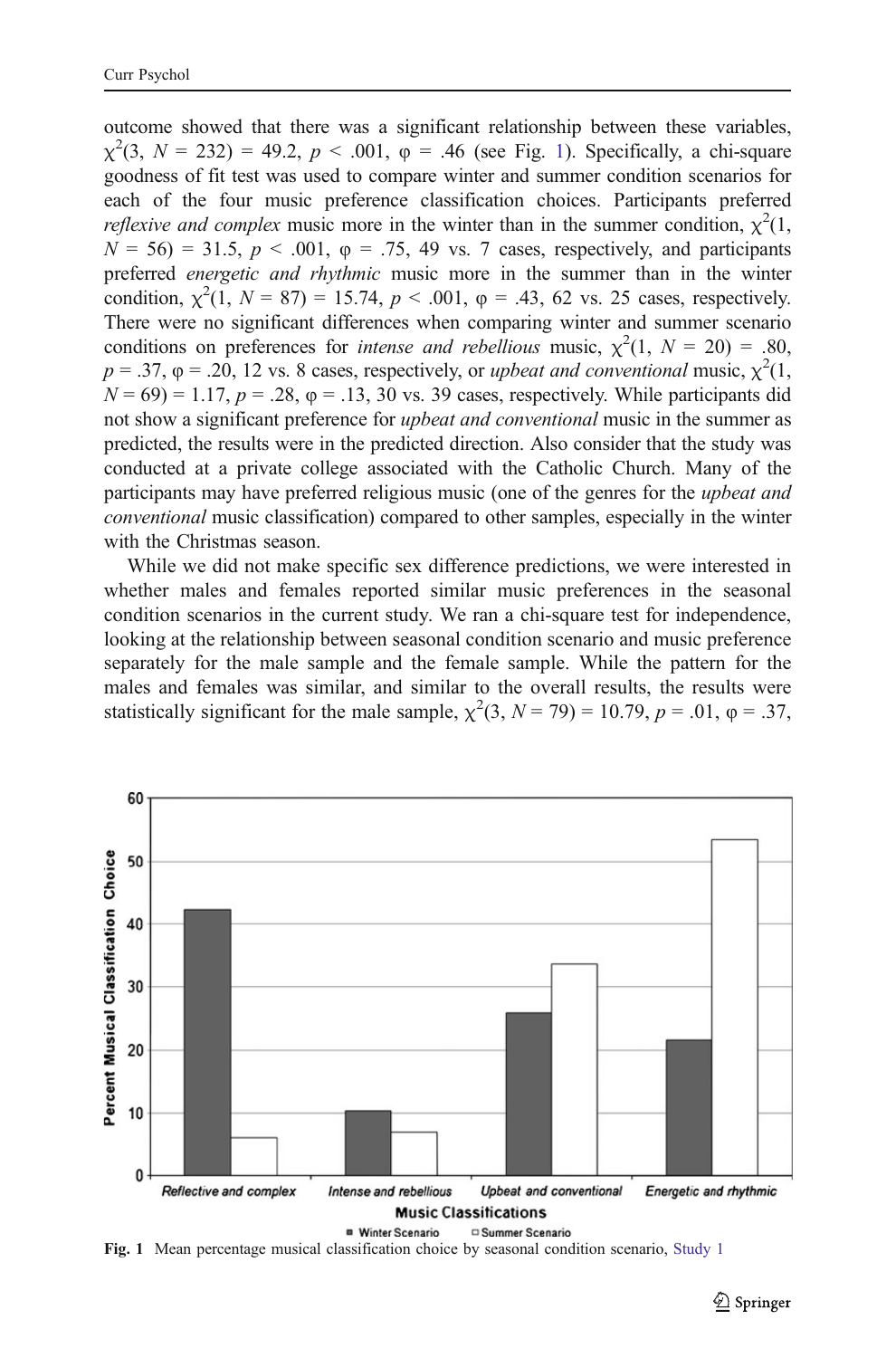outcome showed that there was a significant relationship between these variables, $\chi^2(3, N = 232) = 49.2$, $p < .001$, $\varphi = .46$ (see Fig. 1). Specifically, a chi-square goodness of fit test was used to compare winter and summer condition scenarios for each of the four music preference classification choices. Participants preferred *reflexive and complex* music more in the winter than in the summer condition, $\chi^2(1, N = 56) = 31.5$, $p < .001$, $\varphi = .75$, 49 vs. 7 cases, respectively, and participants preferred *energetic and rhythmic* music more in the summer than in the winter condition, $\chi^2(1, N = 87) = 15.74$, $p < .001$, $\varphi = .43$, 62 vs. 25 cases, respectively. There were no significant differences when comparing winter and summer scenario conditions on preferences for *intense and rebellious* music, $\chi^2(1, N = 20) = .80$, $p = .37$, $\varphi = .20$, 12 vs. 8 cases, respectively, or *upbeat and conventional* music, $\chi^2(1, N = 69) = 1.17$, $p = .28$, $\varphi = .13$, 30 vs. 39 cases, respectively. While participants did not show a significant preference for *upbeat and conventional* music in the summer as predicted, the results were in the predicted direction. Also consider that the study was conducted at a private college associated with the Catholic Church. Many of the participants may have preferred religious music (one of the genres for the *upbeat and conventional* music classification) compared to other samples, especially in the winter with the Christmas season.

While we did not make specific sex difference predictions, we were interested in whether males and females reported similar music preferences in the seasonal condition scenarios in the current study. We ran a chi-square test for independence, looking at the relationship between seasonal condition scenario and music preference separately for the male sample and the female sample. While the pattern for the males and females was similar, and similar to the overall results, the results were statistically significant for the male sample, $\chi^2(3, N = 79) = 10.79$, $p = .01$, $\varphi = .37$,

**Fig. 1** Mean percentage musical classification choice by seasonal condition scenario, Study 1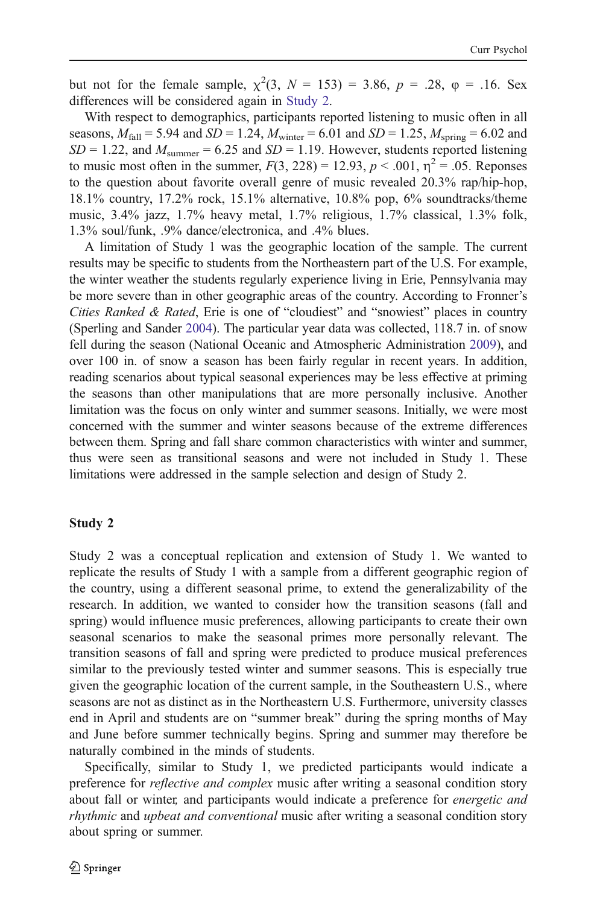but not for the female sample, $\chi^2(3, N = 153) = 3.86$, $p = .28$, $\varphi = .16$. Sex differences will be considered again in Study 2.

With respect to demographics, participants reported listening to music often in all seasons, $M_{\text{fall}} = 5.94$ and $SD = 1.24$, $M_{\text{winter}} = 6.01$ and $SD = 1.25$, $M_{\text{spring}} = 6.02$ and $SD = 1.22$, and $M_{\text{summer}} = 6.25$ and $SD = 1.19$. However, students reported listening to music most often in the summer, $F(3, 228) = 12.93$, $p < .001$, $\eta^2 = .05$. Reponses to the question about favorite overall genre of music revealed 20.3% rap/hip-hop, 18.1% country, 17.2% rock, 15.1% alternative, 10.8% pop, 6% soundtracks/theme music, 3.4% jazz, 1.7% heavy metal, 1.7% religious, 1.7% classical, 1.3% folk, 1.3% soul/funk, .9% dance/electronica, and .4% blues.

A limitation of Study 1 was the geographic location of the sample. The current results may be specific to students from the Northeastern part of the U.S. For example, the winter weather the students regularly experience living in Erie, Pennsylvania may be more severe than in other geographic areas of the country. According to Fronner's *Cities Ranked & Rated*, Erie is one of "cloudiest" and "snowiest" places in country (Sperling and Sander 2004). The particular year data was collected, 118.7 in. of snow fell during the season (National Oceanic and Atmospheric Administration 2009), and over 100 in. of snow a season has been fairly regular in recent years. In addition, reading scenarios about typical seasonal experiences may be less effective at priming the seasons than other manipulations that are more personally inclusive. Another limitation was the focus on only winter and summer seasons. Initially, we were most concerned with the summer and winter seasons because of the extreme differences between them. Spring and fall share common characteristics with winter and summer, thus were seen as transitional seasons and were not included in Study 1. These limitations were addressed in the sample selection and design of Study 2.

## Study 2

Study 2 was a conceptual replication and extension of Study 1. We wanted to replicate the results of Study 1 with a sample from a different geographic region of the country, using a different seasonal prime, to extend the generalizability of the research. In addition, we wanted to consider how the transition seasons (fall and spring) would influence music preferences, allowing participants to create their own seasonal scenarios to make the seasonal primes more personally relevant. The transition seasons of fall and spring were predicted to produce musical preferences similar to the previously tested winter and summer seasons. This is especially true given the geographic location of the current sample, in the Southeastern U.S., where seasons are not as distinct as in the Northeastern U.S. Furthermore, university classes end in April and students are on "summer break" during the spring months of May and June before summer technically begins. Spring and summer may therefore be naturally combined in the minds of students.

Specifically, similar to Study 1, we predicted participants would indicate a preference for *reflective and complex* music after writing a seasonal condition story about fall or winter, and participants would indicate a preference for *energetic and rhythmic* and *upbeat and conventional* music after writing a seasonal condition story about spring or summer.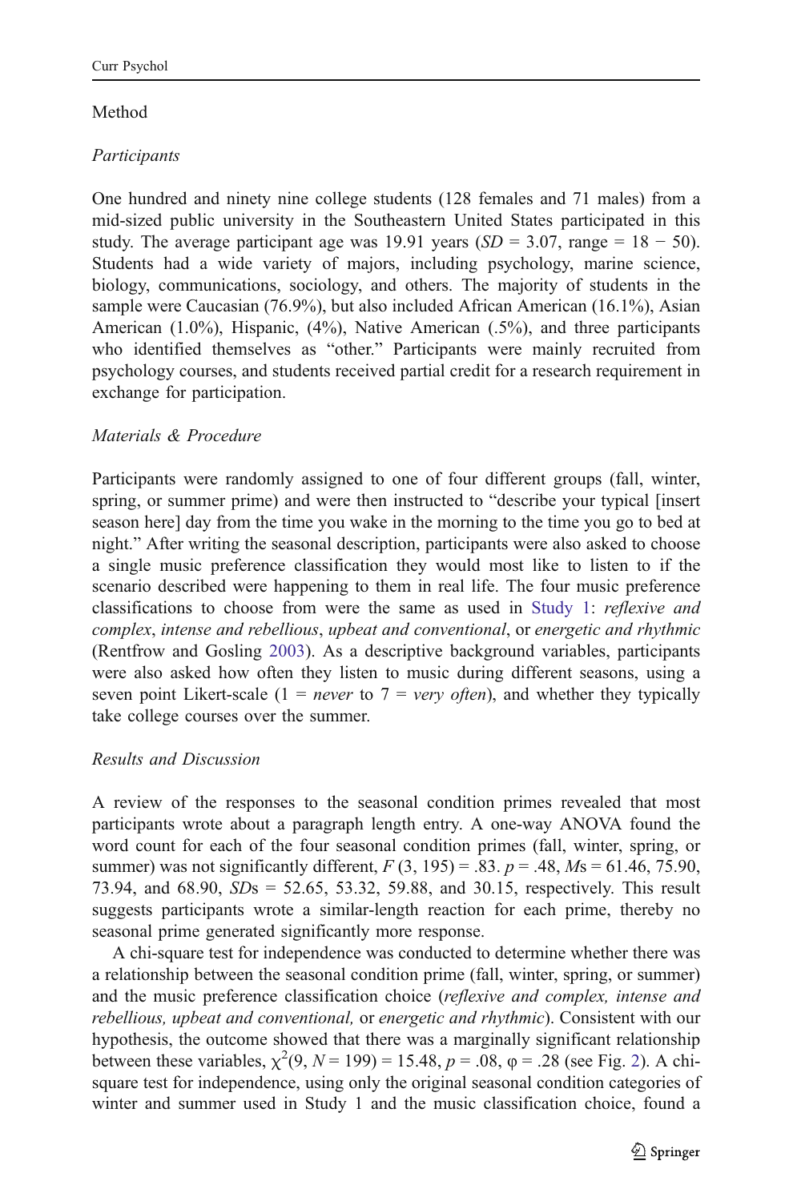## Method

### Participants

One hundred and ninety nine college students (128 females and 71 males) from a mid-sized public university in the Southeastern United States participated in this study. The average participant age was 19.91 years ($SD = 3.07$, range = 18 − 50). Students had a wide variety of majors, including psychology, marine science, biology, communications, sociology, and others. The majority of students in the sample were Caucasian (76.9%), but also included African American (16.1%), Asian American (1.0%), Hispanic, (4%), Native American (.5%), and three participants who identified themselves as "other." Participants were mainly recruited from psychology courses, and students received partial credit for a research requirement in exchange for participation.

### Materials & Procedure

Participants were randomly assigned to one of four different groups (fall, winter, spring, or summer prime) and were then instructed to "describe your typical [insert season here] day from the time you wake in the morning to the time you go to bed at night." After writing the seasonal description, participants were also asked to choose a single music preference classification they would most like to listen to if the scenario described were happening to them in real life. The four music preference classifications to choose from were the same as used in Study 1: *reflexive and complex*, *intense and rebellious*, *upbeat and conventional*, or *energetic and rhythmic* (Rentfrow and Gosling 2003). As a descriptive background variables, participants were also asked how often they listen to music during different seasons, using a seven point Likert-scale (1 = *never* to 7 = *very often*), and whether they typically take college courses over the summer.

### Results and Discussion

A review of the responses to the seasonal condition primes revealed that most participants wrote about a paragraph length entry. A one-way ANOVA found the word count for each of the four seasonal condition primes (fall, winter, spring, or summer) was not significantly different, $F\,(3, 195) = .83$. $p = .48$, $M$s = 61.46, 75.90, 73.94, and 68.90, $SD$s = 52.65, 53.32, 59.88, and 30.15, respectively. This result suggests participants wrote a similar-length reaction for each prime, thereby no seasonal prime generated significantly more response.

A chi-square test for independence was conducted to determine whether there was a relationship between the seasonal condition prime (fall, winter, spring, or summer) and the music preference classification choice (*reflexive and complex, intense and rebellious, upbeat and conventional,* or *energetic and rhythmic*). Consistent with our hypothesis, the outcome showed that there was a marginally significant relationship between these variables, $\chi^2(9, N = 199) = 15.48$, $p = .08$, $\varphi = .28$ (see Fig. 2). A chi-square test for independence, using only the original seasonal condition categories of winter and summer used in Study 1 and the music classification choice, found a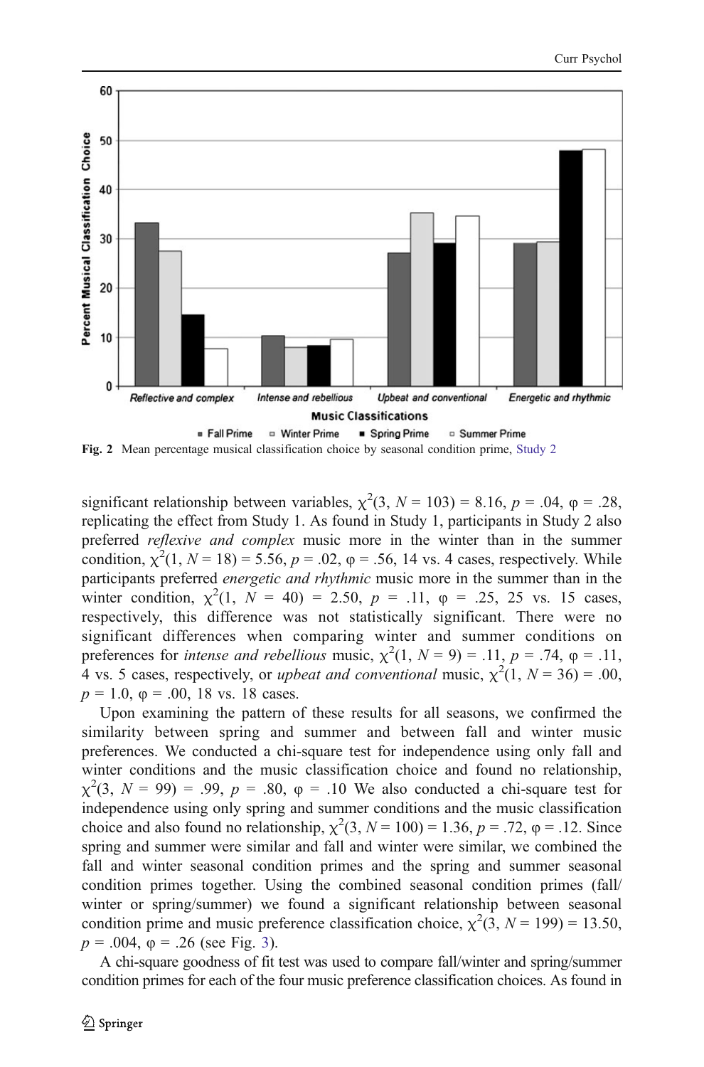Fig. 2 Mean percentage musical classification choice by seasonal condition prime, Study 2

significant relationship between variables, $\chi^2(3, N = 103) = 8.16$, $p = .04$, $\varphi = .28$, replicating the effect from Study 1. As found in Study 1, participants in Study 2 also preferred *reflexive and complex* music more in the winter than in the summer condition, $\chi^2(1, N = 18) = 5.56$, $p = .02$, $\varphi = .56$, 14 vs. 4 cases, respectively. While participants preferred *energetic and rhythmic* music more in the summer than in the winter condition, $\chi^2(1, N = 40) = 2.50$, $p = .11$, $\varphi = .25$, 25 vs. 15 cases, respectively, this difference was not statistically significant. There were no significant differences when comparing winter and summer conditions on preferences for *intense and rebellious* music, $\chi^2(1, N = 9) = .11$, $p = .74$, $\varphi = .11$, 4 vs. 5 cases, respectively, or *upbeat and conventional* music, $\chi^2(1, N = 36) = .00$, $p = 1.0$, $\varphi = .00$, 18 vs. 18 cases.

Upon examining the pattern of these results for all seasons, we confirmed the similarity between spring and summer and between fall and winter music preferences. We conducted a chi-square test for independence using only fall and winter conditions and the music classification choice and found no relationship, $\chi^2(3, N = 99) = .99$, $p = .80$, $\varphi = .10$ We also conducted a chi-square test for independence using only spring and summer conditions and the music classification choice and also found no relationship, $\chi^2(3, N = 100) = 1.36$, $p = .72$, $\varphi = .12$. Since spring and summer were similar and fall and winter were similar, we combined the fall and winter seasonal condition primes and the spring and summer seasonal condition primes together. Using the combined seasonal condition primes (fall/winter or spring/summer) we found a significant relationship between seasonal condition prime and music preference classification choice, $\chi^2(3, N = 199) = 13.50$, $p = .004$, $\varphi = .26$ (see Fig. 3).

A chi-square goodness of fit test was used to compare fall/winter and spring/summer condition primes for each of the four music preference classification choices. As found in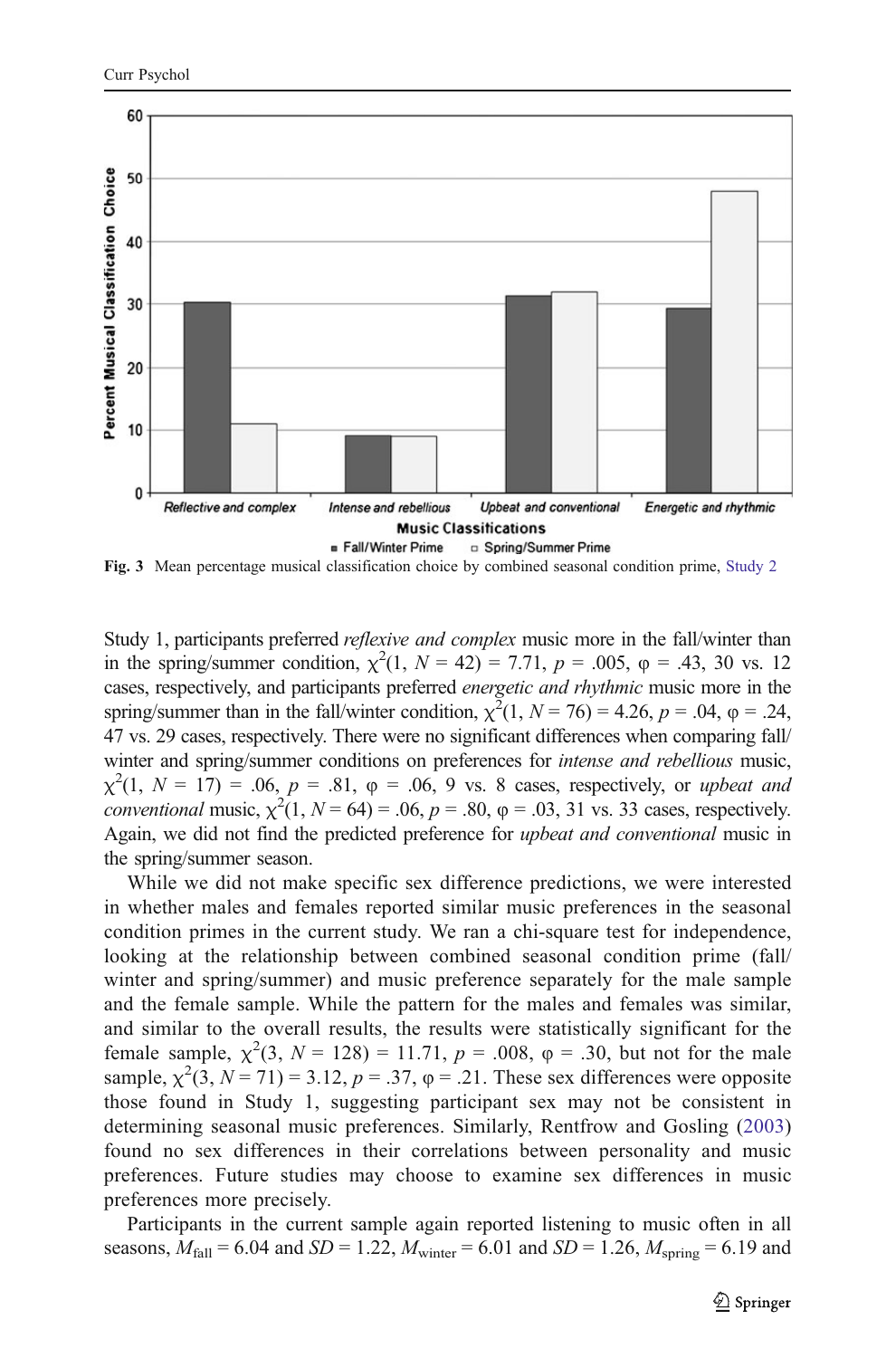Fig. 3 Mean percentage musical classification choice by combined seasonal condition prime, Study 2

Study 1, participants preferred *reflexive and complex* music more in the fall/winter than in the spring/summer condition, $\chi^2(1, N = 42) = 7.71$, $p = .005$, $\varphi = .43$, 30 vs. 12 cases, respectively, and participants preferred *energetic and rhythmic* music more in the spring/summer than in the fall/winter condition, $\chi^2(1, N = 76) = 4.26$, $p = .04$, $\varphi = .24$, 47 vs. 29 cases, respectively. There were no significant differences when comparing fall/winter and spring/summer conditions on preferences for *intense and rebellious* music, $\chi^2(1, N = 17) = .06$, $p = .81$, $\varphi = .06$, 9 vs. 8 cases, respectively, or *upbeat and conventional* music, $\chi^2(1, N = 64) = .06$, $p = .80$, $\varphi = .03$, 31 vs. 33 cases, respectively. Again, we did not find the predicted preference for *upbeat and conventional* music in the spring/summer season.

While we did not make specific sex difference predictions, we were interested in whether males and females reported similar music preferences in the seasonal condition primes in the current study. We ran a chi-square test for independence, looking at the relationship between combined seasonal condition prime (fall/winter and spring/summer) and music preference separately for the male sample and the female sample. While the pattern for the males and females was similar, and similar to the overall results, the results were statistically significant for the female sample, $\chi^2(3, N = 128) = 11.71$, $p = .008$, $\varphi = .30$, but not for the male sample, $\chi^2(3, N = 71) = 3.12$, $p = .37$, $\varphi = .21$. These sex differences were opposite those found in Study 1, suggesting participant sex may not be consistent in determining seasonal music preferences. Similarly, Rentfrow and Gosling (2003) found no sex differences in their correlations between personality and music preferences. Future studies may choose to examine sex differences in music preferences more precisely.

Participants in the current sample again reported listening to music often in all seasons, $M_{\text{fall}} = 6.04$ and $SD = 1.22$, $M_{\text{winter}} = 6.01$ and $SD = 1.26$, $M_{\text{spring}} = 6.19$ and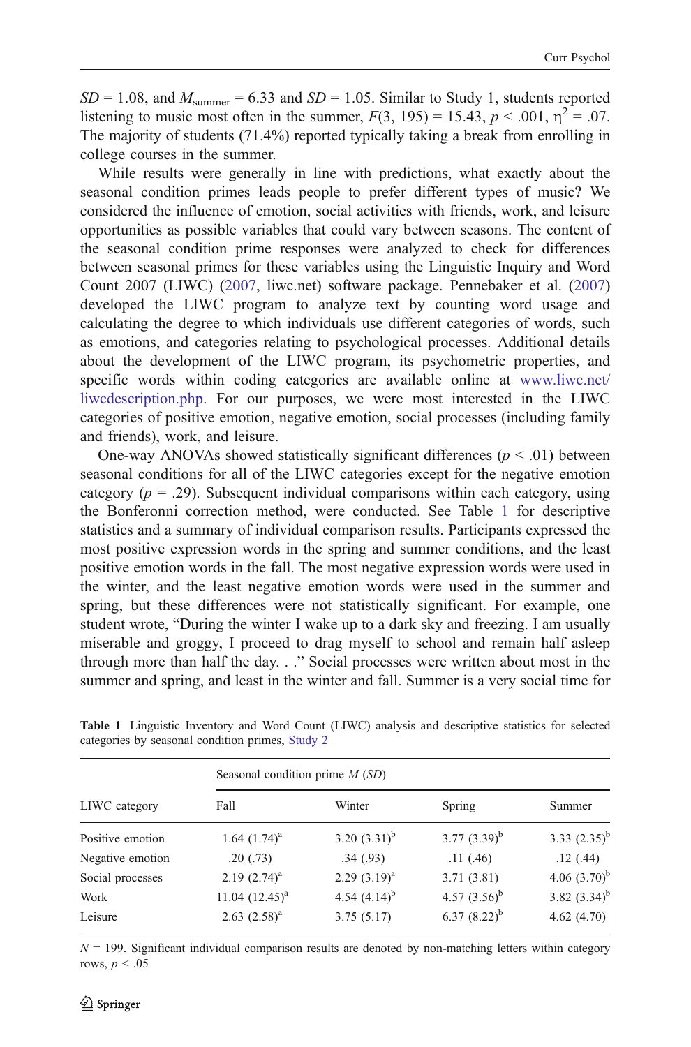$SD = 1.08$, and $M_{summer} = 6.33$ and $SD = 1.05$. Similar to Study 1, students reported listening to music most often in the summer, $F(3, 195) = 15.43$, $p < .001$, $\eta^2 = .07$. The majority of students (71.4%) reported typically taking a break from enrolling in college courses in the summer.

While results were generally in line with predictions, what exactly about the seasonal condition primes leads people to prefer different types of music? We considered the influence of emotion, social activities with friends, work, and leisure opportunities as possible variables that could vary between seasons. The content of the seasonal condition prime responses were analyzed to check for differences between seasonal primes for these variables using the Linguistic Inquiry and Word Count 2007 (LIWC) (2007, liwc.net) software package. Pennebaker et al. (2007) developed the LIWC program to analyze text by counting word usage and calculating the degree to which individuals use different categories of words, such as emotions, and categories relating to psychological processes. Additional details about the development of the LIWC program, its psychometric properties, and specific words within coding categories are available online at www.liwc.net/liwcdescription.php. For our purposes, we were most interested in the LIWC categories of positive emotion, negative emotion, social processes (including family and friends), work, and leisure.

One-way ANOVAs showed statistically significant differences ($p < .01$) between seasonal conditions for all of the LIWC categories except for the negative emotion category ($p = .29$). Subsequent individual comparisons within each category, using the Bonferonni correction method, were conducted. See Table 1 for descriptive statistics and a summary of individual comparison results. Participants expressed the most positive expression words in the spring and summer conditions, and the least positive emotion words in the fall. The most negative expression words were used in the winter, and the least negative emotion words were used in the summer and spring, but these differences were not statistically significant. For example, one student wrote, "During the winter I wake up to a dark sky and freezing. I am usually miserable and groggy, I proceed to drag myself to school and remain half asleep through more than half the day. . ." Social processes were written about most in the summer and spring, and least in the winter and fall. Summer is a very social time for

**Table 1** Linguistic Inventory and Word Count (LIWC) analysis and descriptive statistics for selected categories by seasonal condition primes, Study 2

| LIWC category | Seasonal condition prime *M* (*SD*) | | | |
|---|---|---|---|---|
| | Fall | Winter | Spring | Summer |
| Positive emotion | 1.64 (1.74)[a] | 3.20 (3.31)[b] | 3.77 (3.39)[b] | 3.33 (2.35)[b] |
| Negative emotion | .20 (.73) | .34 (.93) | .11 (.46) | .12 (.44) |
| Social processes | 2.19 (2.74)[a] | 2.29 (3.19)[a] | 3.71 (3.81) | 4.06 (3.70)[b] |
| Work | 11.04 (12.45)[a] | 4.54 (4.14)[b] | 4.57 (3.56)[b] | 3.82 (3.34)[b] |
| Leisure | 2.63 (2.58)[a] | 3.75 (5.17) | 6.37 (8.22)[b] | 4.62 (4.70) |

$N = 199$. Significant individual comparison results are denoted by non-matching letters within category rows, $p < .05$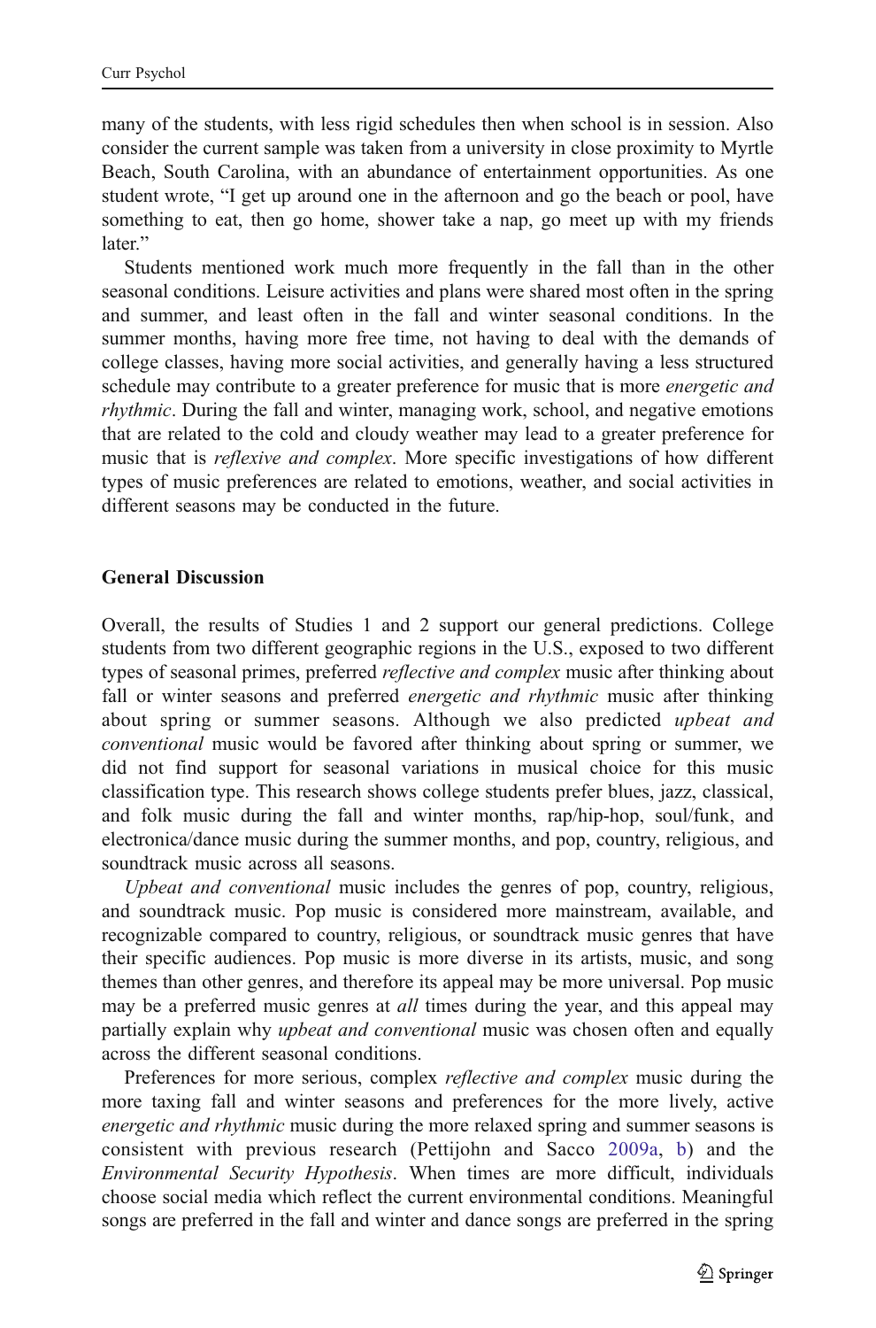many of the students, with less rigid schedules then when school is in session. Also consider the current sample was taken from a university in close proximity to Myrtle Beach, South Carolina, with an abundance of entertainment opportunities. As one student wrote, "I get up around one in the afternoon and go the beach or pool, have something to eat, then go home, shower take a nap, go meet up with my friends later."

Students mentioned work much more frequently in the fall than in the other seasonal conditions. Leisure activities and plans were shared most often in the spring and summer, and least often in the fall and winter seasonal conditions. In the summer months, having more free time, not having to deal with the demands of college classes, having more social activities, and generally having a less structured schedule may contribute to a greater preference for music that is more *energetic and rhythmic*. During the fall and winter, managing work, school, and negative emotions that are related to the cold and cloudy weather may lead to a greater preference for music that is *reflexive and complex*. More specific investigations of how different types of music preferences are related to emotions, weather, and social activities in different seasons may be conducted in the future.

## General Discussion

Overall, the results of Studies 1 and 2 support our general predictions. College students from two different geographic regions in the U.S., exposed to two different types of seasonal primes, preferred *reflective and complex* music after thinking about fall or winter seasons and preferred *energetic and rhythmic* music after thinking about spring or summer seasons. Although we also predicted *upbeat and conventional* music would be favored after thinking about spring or summer, we did not find support for seasonal variations in musical choice for this music classification type. This research shows college students prefer blues, jazz, classical, and folk music during the fall and winter months, rap/hip-hop, soul/funk, and electronica/dance music during the summer months, and pop, country, religious, and soundtrack music across all seasons.

*Upbeat and conventional* music includes the genres of pop, country, religious, and soundtrack music. Pop music is considered more mainstream, available, and recognizable compared to country, religious, or soundtrack music genres that have their specific audiences. Pop music is more diverse in its artists, music, and song themes than other genres, and therefore its appeal may be more universal. Pop music may be a preferred music genres at *all* times during the year, and this appeal may partially explain why *upbeat and conventional* music was chosen often and equally across the different seasonal conditions.

Preferences for more serious, complex *reflective and complex* music during the more taxing fall and winter seasons and preferences for the more lively, active *energetic and rhythmic* music during the more relaxed spring and summer seasons is consistent with previous research (Pettijohn and Sacco 2009a, b) and the *Environmental Security Hypothesis*. When times are more difficult, individuals choose social media which reflect the current environmental conditions. Meaningful songs are preferred in the fall and winter and dance songs are preferred in the spring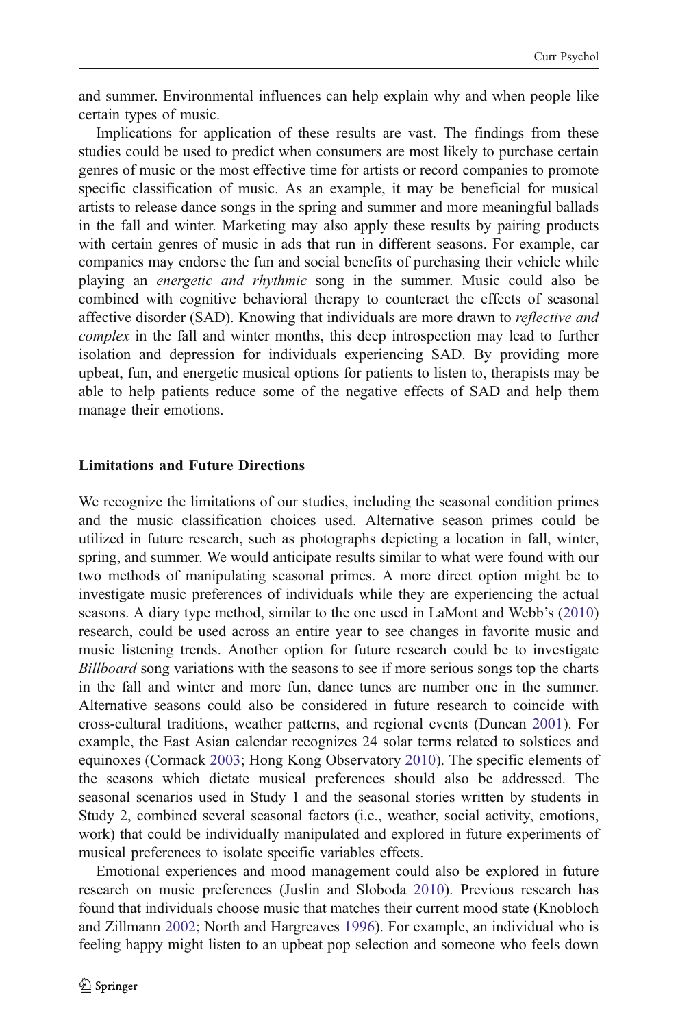and summer. Environmental influences can help explain why and when people like certain types of music.

Implications for application of these results are vast. The findings from these studies could be used to predict when consumers are most likely to purchase certain genres of music or the most effective time for artists or record companies to promote specific classification of music. As an example, it may be beneficial for musical artists to release dance songs in the spring and summer and more meaningful ballads in the fall and winter. Marketing may also apply these results by pairing products with certain genres of music in ads that run in different seasons. For example, car companies may endorse the fun and social benefits of purchasing their vehicle while playing an *energetic and rhythmic* song in the summer. Music could also be combined with cognitive behavioral therapy to counteract the effects of seasonal affective disorder (SAD). Knowing that individuals are more drawn to *reflective and complex* in the fall and winter months, this deep introspection may lead to further isolation and depression for individuals experiencing SAD. By providing more upbeat, fun, and energetic musical options for patients to listen to, therapists may be able to help patients reduce some of the negative effects of SAD and help them manage their emotions.

## Limitations and Future Directions

We recognize the limitations of our studies, including the seasonal condition primes and the music classification choices used. Alternative season primes could be utilized in future research, such as photographs depicting a location in fall, winter, spring, and summer. We would anticipate results similar to what were found with our two methods of manipulating seasonal primes. A more direct option might be to investigate music preferences of individuals while they are experiencing the actual seasons. A diary type method, similar to the one used in LaMont and Webb's (2010) research, could be used across an entire year to see changes in favorite music and music listening trends. Another option for future research could be to investigate *Billboard* song variations with the seasons to see if more serious songs top the charts in the fall and winter and more fun, dance tunes are number one in the summer. Alternative seasons could also be considered in future research to coincide with cross-cultural traditions, weather patterns, and regional events (Duncan 2001). For example, the East Asian calendar recognizes 24 solar terms related to solstices and equinoxes (Cormack 2003; Hong Kong Observatory 2010). The specific elements of the seasons which dictate musical preferences should also be addressed. The seasonal scenarios used in Study 1 and the seasonal stories written by students in Study 2, combined several seasonal factors (i.e., weather, social activity, emotions, work) that could be individually manipulated and explored in future experiments of musical preferences to isolate specific variables effects.

Emotional experiences and mood management could also be explored in future research on music preferences (Juslin and Sloboda 2010). Previous research has found that individuals choose music that matches their current mood state (Knobloch and Zillmann 2002; North and Hargreaves 1996). For example, an individual who is feeling happy might listen to an upbeat pop selection and someone who feels down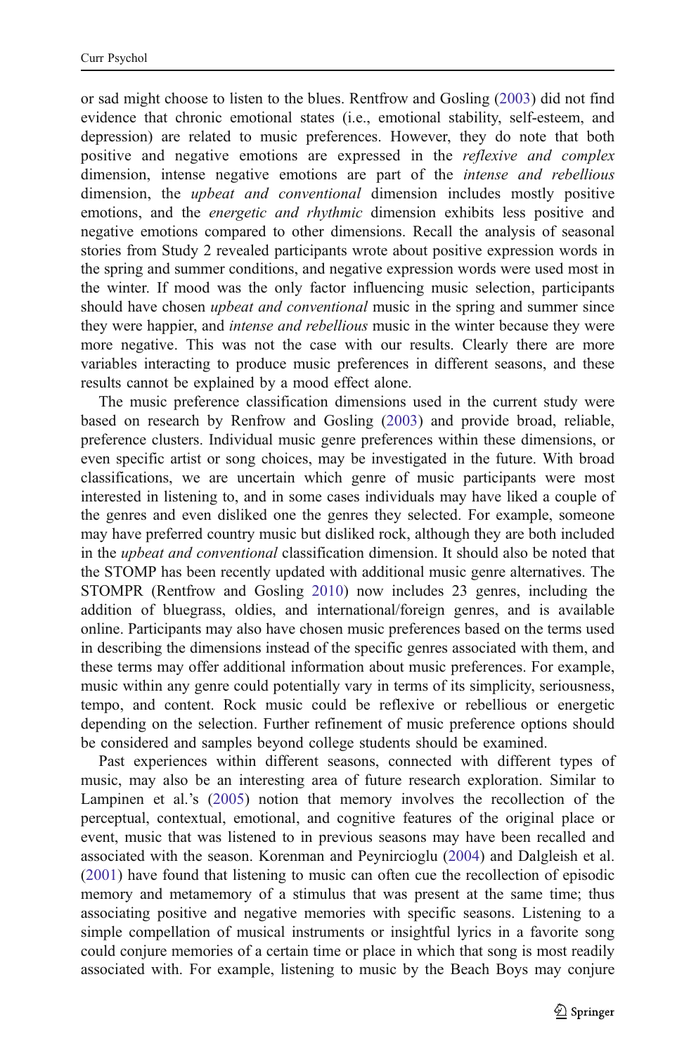or sad might choose to listen to the blues. Rentfrow and Gosling (2003) did not find evidence that chronic emotional states (i.e., emotional stability, self-esteem, and depression) are related to music preferences. However, they do note that both positive and negative emotions are expressed in the *reflexive and complex* dimension, intense negative emotions are part of the *intense and rebellious* dimension, the *upbeat and conventional* dimension includes mostly positive emotions, and the *energetic and rhythmic* dimension exhibits less positive and negative emotions compared to other dimensions. Recall the analysis of seasonal stories from Study 2 revealed participants wrote about positive expression words in the spring and summer conditions, and negative expression words were used most in the winter. If mood was the only factor influencing music selection, participants should have chosen *upbeat and conventional* music in the spring and summer since they were happier, and *intense and rebellious* music in the winter because they were more negative. This was not the case with our results. Clearly there are more variables interacting to produce music preferences in different seasons, and these results cannot be explained by a mood effect alone.

The music preference classification dimensions used in the current study were based on research by Renfrow and Gosling (2003) and provide broad, reliable, preference clusters. Individual music genre preferences within these dimensions, or even specific artist or song choices, may be investigated in the future. With broad classifications, we are uncertain which genre of music participants were most interested in listening to, and in some cases individuals may have liked a couple of the genres and even disliked one the genres they selected. For example, someone may have preferred country music but disliked rock, although they are both included in the *upbeat and conventional* classification dimension. It should also be noted that the STOMP has been recently updated with additional music genre alternatives. The STOMPR (Renfrow and Gosling 2010) now includes 23 genres, including the addition of bluegrass, oldies, and international/foreign genres, and is available online. Participants may also have chosen music preferences based on the terms used in describing the dimensions instead of the specific genres associated with them, and these terms may offer additional information about music preferences. For example, music within any genre could potentially vary in terms of its simplicity, seriousness, tempo, and content. Rock music could be reflexive or rebellious or energetic depending on the selection. Further refinement of music preference options should be considered and samples beyond college students should be examined.

Past experiences within different seasons, connected with different types of music, may also be an interesting area of future research exploration. Similar to Lampinen et al.'s (2005) notion that memory involves the recollection of the perceptual, contextual, emotional, and cognitive features of the original place or event, music that was listened to in previous seasons may have been recalled and associated with the season. Korenman and Peynircioglu (2004) and Dalgleish et al. (2001) have found that listening to music can often cue the recollection of episodic memory and metamemory of a stimulus that was present at the same time; thus associating positive and negative memories with specific seasons. Listening to a simple compellation of musical instruments or insightful lyrics in a favorite song could conjure memories of a certain time or place in which that song is most readily associated with. For example, listening to music by the Beach Boys may conjure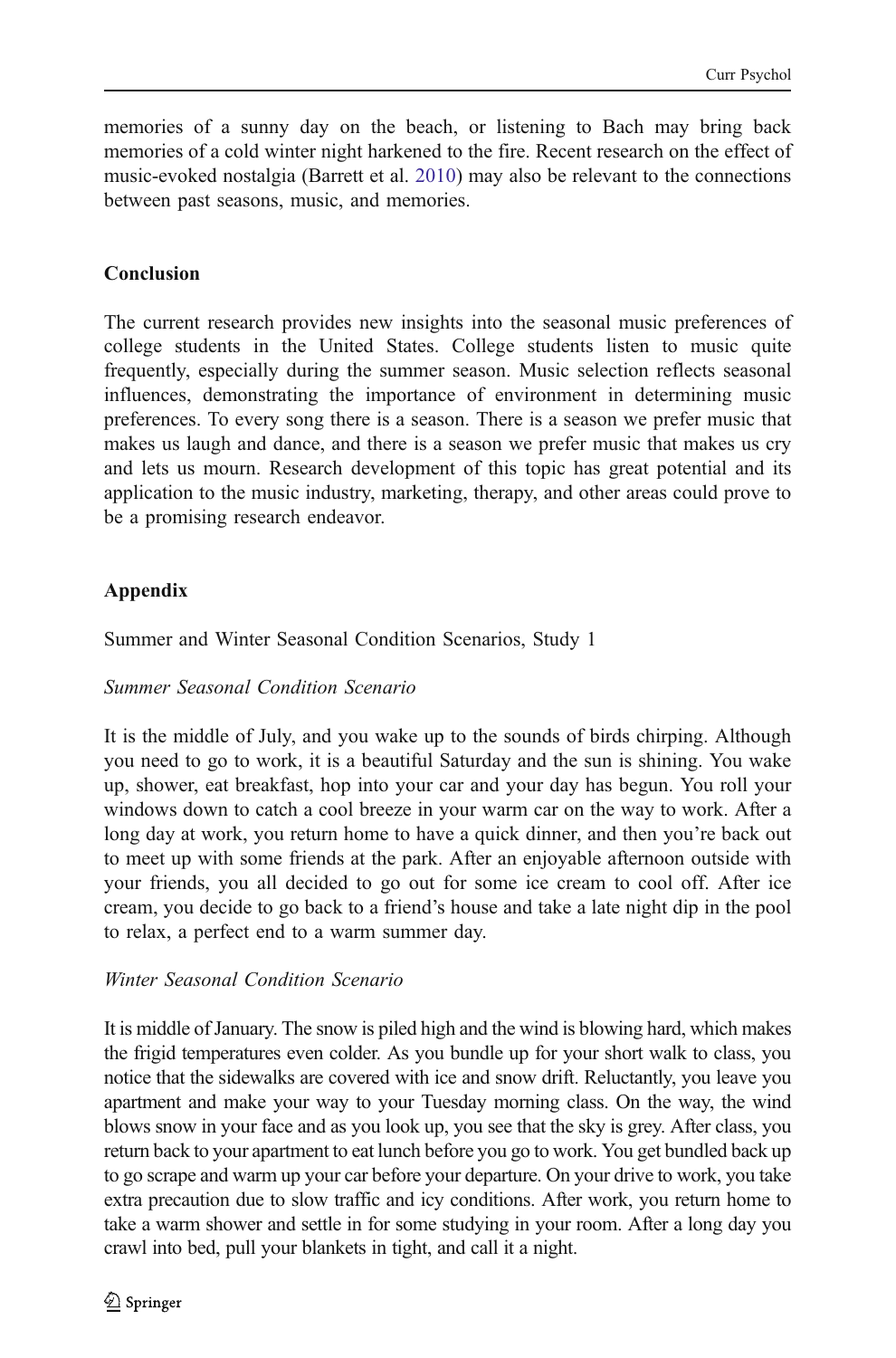memories of a sunny day on the beach, or listening to Bach may bring back memories of a cold winter night harkened to the fire. Recent research on the effect of music-evoked nostalgia (Barrett et al. 2010) may also be relevant to the connections between past seasons, music, and memories.

## Conclusion

The current research provides new insights into the seasonal music preferences of college students in the United States. College students listen to music quite frequently, especially during the summer season. Music selection reflects seasonal influences, demonstrating the importance of environment in determining music preferences. To every song there is a season. There is a season we prefer music that makes us laugh and dance, and there is a season we prefer music that makes us cry and lets us mourn. Research development of this topic has great potential and its application to the music industry, marketing, therapy, and other areas could prove to be a promising research endeavor.

## Appendix

Summer and Winter Seasonal Condition Scenarios, Study 1

*Summer Seasonal Condition Scenario*

It is the middle of July, and you wake up to the sounds of birds chirping. Although you need to go to work, it is a beautiful Saturday and the sun is shining. You wake up, shower, eat breakfast, hop into your car and your day has begun. You roll your windows down to catch a cool breeze in your warm car on the way to work. After a long day at work, you return home to have a quick dinner, and then you're back out to meet up with some friends at the park. After an enjoyable afternoon outside with your friends, you all decided to go out for some ice cream to cool off. After ice cream, you decide to go back to a friend's house and take a late night dip in the pool to relax, a perfect end to a warm summer day.

*Winter Seasonal Condition Scenario*

It is middle of January. The snow is piled high and the wind is blowing hard, which makes the frigid temperatures even colder. As you bundle up for your short walk to class, you notice that the sidewalks are covered with ice and snow drift. Reluctantly, you leave you apartment and make your way to your Tuesday morning class. On the way, the wind blows snow in your face and as you look up, you see that the sky is grey. After class, you return back to your apartment to eat lunch before you go to work. You get bundled back up to go scrape and warm up your car before your departure. On your drive to work, you take extra precaution due to slow traffic and icy conditions. After work, you return home to take a warm shower and settle in for some studying in your room. After a long day you crawl into bed, pull your blankets in tight, and call it a night.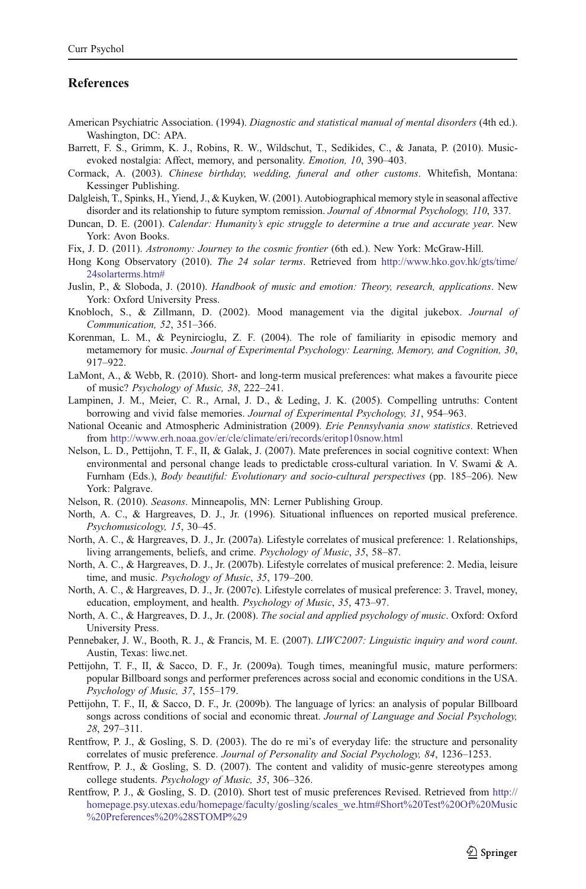## References

American Psychiatric Association. (1994). *Diagnostic and statistical manual of mental disorders* (4th ed.). Washington, DC: APA.

Barrett, F. S., Grimm, K. J., Robins, R. W., Wildschut, T., Sedikides, C., & Janata, P. (2010). Music-evoked nostalgia: Affect, memory, and personality. *Emotion, 10*, 390–403.

Cormack, A. (2003). *Chinese birthday, wedding, funeral and other customs*. Whitefish, Montana: Kessinger Publishing.

Dalgleish, T., Spinks, H., Yiend, J., & Kuyken, W. (2001). Autobiographical memory style in seasonal affective disorder and its relationship to future symptom remission. *Journal of Abnormal Psychology, 110*, 337.

Duncan, D. E. (2001). *Calendar: Humanity's epic struggle to determine a true and accurate year*. New York: Avon Books.

Fix, J. D. (2011). *Astronomy: Journey to the cosmic frontier* (6th ed.). New York: McGraw-Hill.

Hong Kong Observatory (2010). *The 24 solar terms*. Retrieved from http://www.hko.gov.hk/gts/time/24solarterms.htm#

Juslin, P., & Sloboda, J. (2010). *Handbook of music and emotion: Theory, research, applications*. New York: Oxford University Press.

Knobloch, S., & Zillmann, D. (2002). Mood management via the digital jukebox. *Journal of Communication, 52*, 351–366.

Korenman, L. M., & Peynircioglu, Z. F. (2004). The role of familiarity in episodic memory and metamemory for music. *Journal of Experimental Psychology: Learning, Memory, and Cognition, 30*, 917–922.

LaMont, A., & Webb, R. (2010). Short- and long-term musical preferences: what makes a favourite piece of music? *Psychology of Music, 38*, 222–241.

Lampinen, J. M., Meier, C. R., Arnal, J. D., & Leding, J. K. (2005). Compelling untruths: Content borrowing and vivid false memories. *Journal of Experimental Psychology, 31*, 954–963.

National Oceanic and Atmospheric Administration (2009). *Erie Pennsylvania snow statistics*. Retrieved from http://www.erh.noaa.gov/er/cle/climate/eri/records/eritop10snow.html

Nelson, L. D., Pettijohn, T. F., II, & Galak, J. (2007). Mate preferences in social cognitive context: When environmental and personal change leads to predictable cross-cultural variation. In V. Swami & A. Furnham (Eds.), *Body beautiful: Evolutionary and socio-cultural perspectives* (pp. 185–206). New York: Palgrave.

Nelson, R. (2010). *Seasons*. Minneapolis, MN: Lerner Publishing Group.

North, A. C., & Hargreaves, D. J., Jr. (1996). Situational influences on reported musical preference. *Psychomusicology, 15*, 30–45.

North, A. C., & Hargreaves, D. J., Jr. (2007a). Lifestyle correlates of musical preference: 1. Relationships, living arrangements, beliefs, and crime. *Psychology of Music*, *35*, 58–87.

North, A. C., & Hargreaves, D. J., Jr. (2007b). Lifestyle correlates of musical preference: 2. Media, leisure time, and music. *Psychology of Music*, *35*, 179–200.

North, A. C., & Hargreaves, D. J., Jr. (2007c). Lifestyle correlates of musical preference: 3. Travel, money, education, employment, and health. *Psychology of Music*, *35*, 473–97.

North, A. C., & Hargreaves, D. J., Jr. (2008). *The social and applied psychology of music*. Oxford: Oxford University Press.

Pennebaker, J. W., Booth, R. J., & Francis, M. E. (2007). *LIWC2007: Linguistic inquiry and word count*. Austin, Texas: liwc.net.

Pettijohn, T. F., II, & Sacco, D. F., Jr. (2009a). Tough times, meaningful music, mature performers: popular Billboard songs and performer preferences across social and economic conditions in the USA. *Psychology of Music, 37*, 155–179.

Pettijohn, T. F., II, & Sacco, D. F., Jr. (2009b). The language of lyrics: an analysis of popular Billboard songs across conditions of social and economic threat. *Journal of Language and Social Psychology, 28*, 297–311.

Rentfrow, P. J., & Gosling, S. D. (2003). The do re mi's of everyday life: the structure and personality correlates of music preference. *Journal of Personality and Social Psychology, 84*, 1236–1253.

Rentfrow, P. J., & Gosling, S. D. (2007). The content and validity of music-genre stereotypes among college students. *Psychology of Music, 35*, 306–326.

Rentfrow, P. J., & Gosling, S. D. (2010). Short test of music preferences Revised. Retrieved from http://homepage.psy.utexas.edu/homepage/faculty/gosling/scales_we.htm#Short%20Test%20Of%20Music%20Preferences%20%28STOMP%29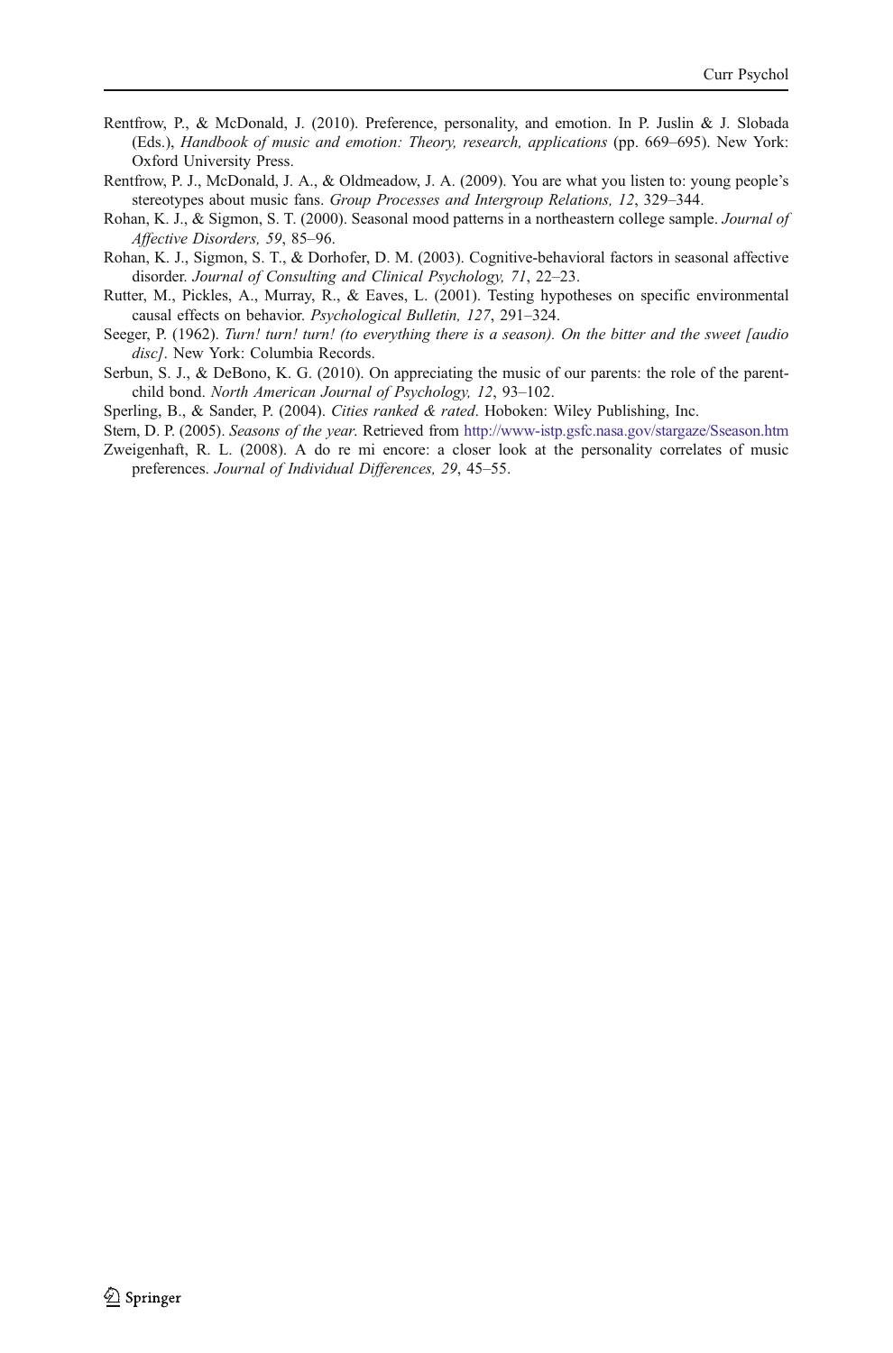Rentfrow, P., & McDonald, J. (2010). Preference, personality, and emotion. In P. Juslin & J. Slobada (Eds.), *Handbook of music and emotion: Theory, research, applications* (pp. 669–695). New York: Oxford University Press.

Rentfrow, P. J., McDonald, J. A., & Oldmeadow, J. A. (2009). You are what you listen to: young people's stereotypes about music fans. *Group Processes and Intergroup Relations, 12*, 329–344.

Rohan, K. J., & Sigmon, S. T. (2000). Seasonal mood patterns in a northeastern college sample. *Journal of Affective Disorders, 59*, 85–96.

Rohan, K. J., Sigmon, S. T., & Dorhofer, D. M. (2003). Cognitive-behavioral factors in seasonal affective disorder. *Journal of Consulting and Clinical Psychology, 71*, 22–23.

Rutter, M., Pickles, A., Murray, R., & Eaves, L. (2001). Testing hypotheses on specific environmental causal effects on behavior. *Psychological Bulletin, 127*, 291–324.

Seeger, P. (1962). *Turn! turn! turn! (to everything there is a season). On the bitter and the sweet [audio disc]*. New York: Columbia Records.

Serbun, S. J., & DeBono, K. G. (2010). On appreciating the music of our parents: the role of the parent-child bond. *North American Journal of Psychology, 12*, 93–102.

Sperling, B., & Sander, P. (2004). *Cities ranked & rated*. Hoboken: Wiley Publishing, Inc.

Stern, D. P. (2005). *Seasons of the year*. Retrieved from http://www-istp.gsfc.nasa.gov/stargaze/Sseason.htm

Zweigenhaft, R. L. (2008). A do re mi encore: a closer look at the personality correlates of music preferences. *Journal of Individual Differences, 29*, 45–55.